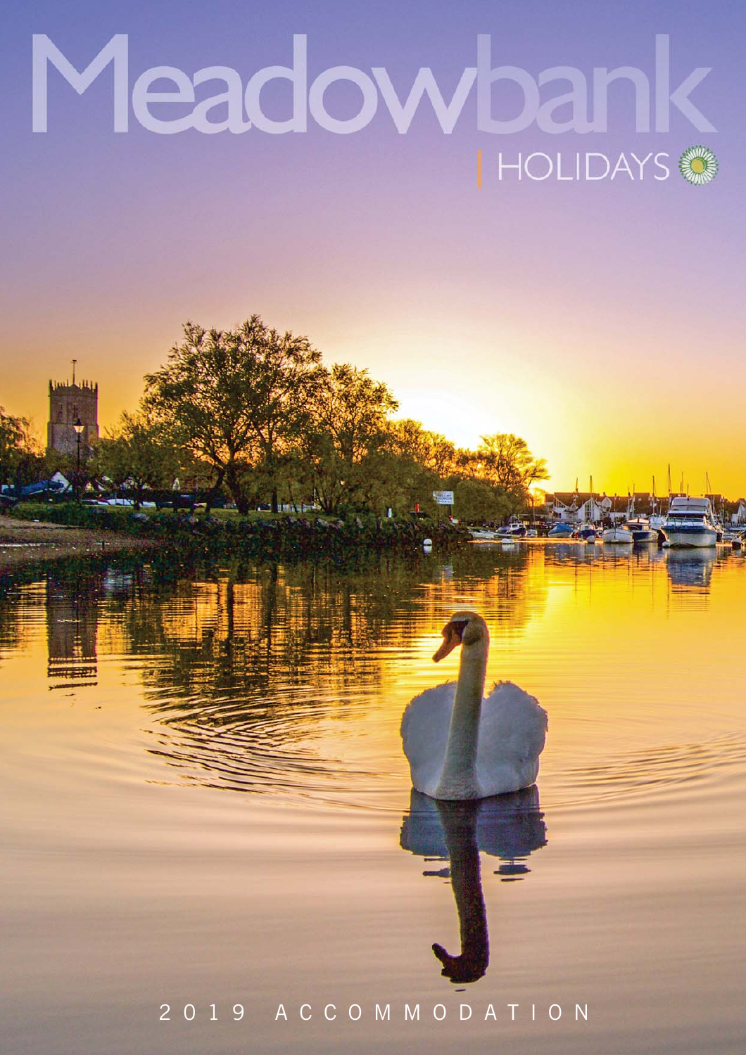# Meadowbank

HOLIDAYS

2019 ACCOMMODATION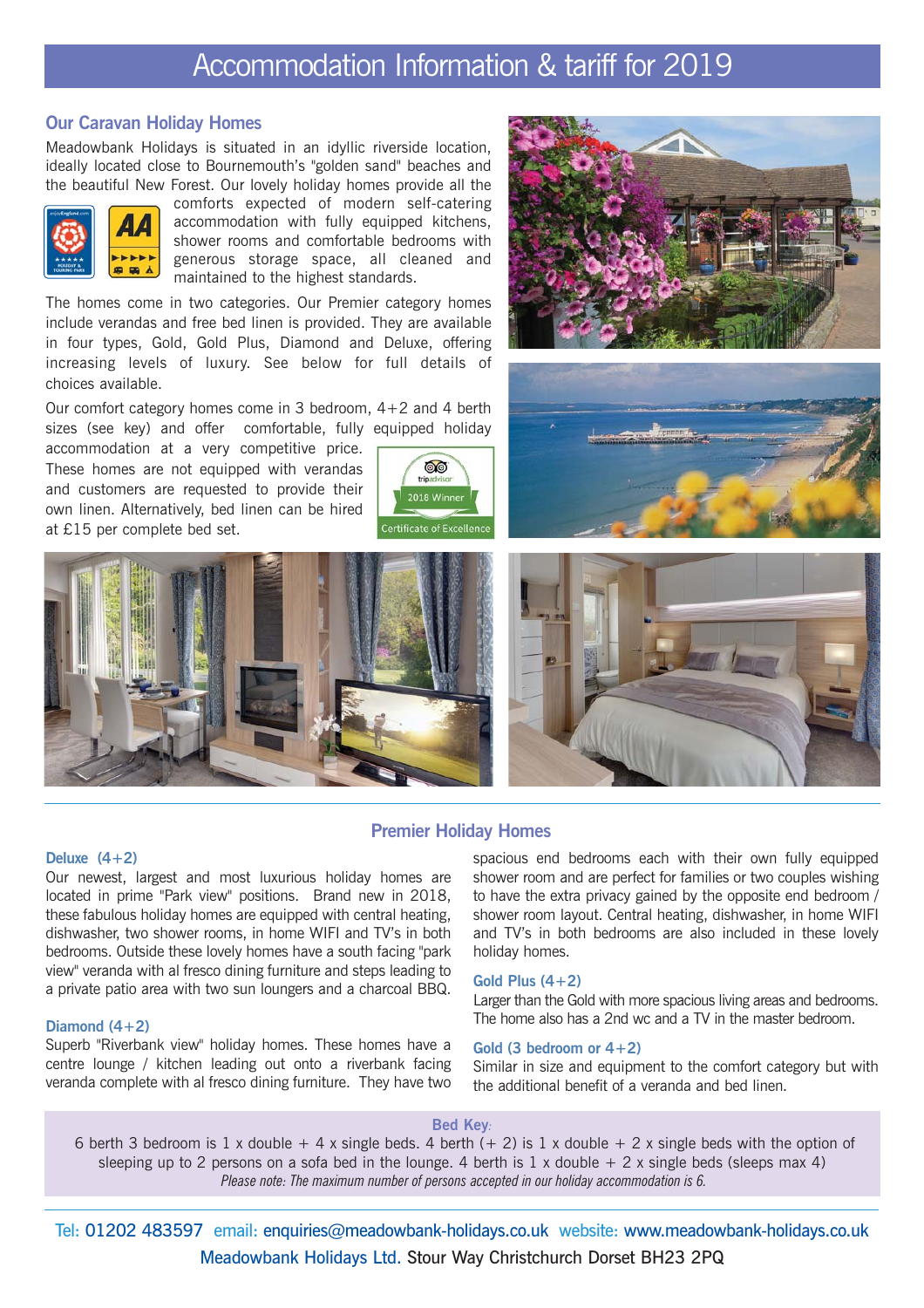# Accommodation Information & tariff for 2019

## Our Caravan Holiday Homes

Meadowbank Holidays is situated in an idyllic riverside location, ideally located close to Bournemouth's "golden sand" beaches and the beautiful New Forest. Our lovely holiday homes provide all the comforts expected of modern self-catering accommodation with fully equipped kitchens, shower rooms and comfortable bedrooms with generous storage space, all cleaned and maintained to the highest standards.

The homes come in two categories. Our Premier category homes include verandas and free bed linen is provided. They are available in four types, Gold, Gold Plus, Diamond and Deluxe, offering increasing levels of luxury. See below for full details of choices available.

Our comfort category homes come in 3 bedroom, 4+2 and 4 berth sizes (see key) and offer comfortable, fully equipped holiday accommodation at a very competitive price. These homes are not equipped with verandas and customers are requested to provide their own linen. Alternatively, bed linen can be hired at £15 per complete bed set.

tripadvisor 2018 Winner Certificate of Excellence

## Premier Holiday Homes

### Deluxe (4+2)

Our newest, largest and most luxurious holiday homes are located in prime "Park view" positions. Brand new in 2018, these fabulous holiday homes are equipped with central heating, dishwasher, two shower rooms, in home WIFI and TV's in both bedrooms. Outside these lovely homes have a south facing "park view" veranda with al fresco dining furniture and steps leading to a private patio area with two sun loungers and a charcoal BBQ.

### Diamond (4+2)

Superb "Riverbank view" holiday homes. These homes have a centre lounge / kitchen leading out onto a riverbank facing veranda complete with al fresco dining furniture. They have two spacious end bedrooms each with their own fully equipped shower room and are perfect for families or two couples wishing to have the extra privacy gained by the opposite end bedroom / shower room layout. Central heating, dishwasher, in home WIFI and TV's in both bedrooms are also included in these lovely holiday homes.

### Gold Plus (4+2)

Larger than the Gold with more spacious living areas and bedrooms. The home also has a 2nd wc and a TV in the master bedroom.

### Gold (3 bedroom or 4+2)

Similar in size and equipment to the comfort category but with the additional benefit of a veranda and bed linen.

**Bed Key:**

6 berth 3 bedroom is 1 x double + 4 x single beds. 4 berth (+ 2) is 1 x double + 2 x single beds with the option of sleeping up to 2 persons on a sofa bed in the lounge. 4 berth is 1 x double + 2 x single beds (sleeps max 4)

*Please note: The maximum number of persons accepted in our holiday accommodation is 6.*

Tel: 01202 483597 email: enquiries@meadowbank-holidays.co.uk website: www.meadowbank-holidays.co.uk

Meadowbank Holidays Ltd. Stour Way Christchurch Dorset BH23 2PQ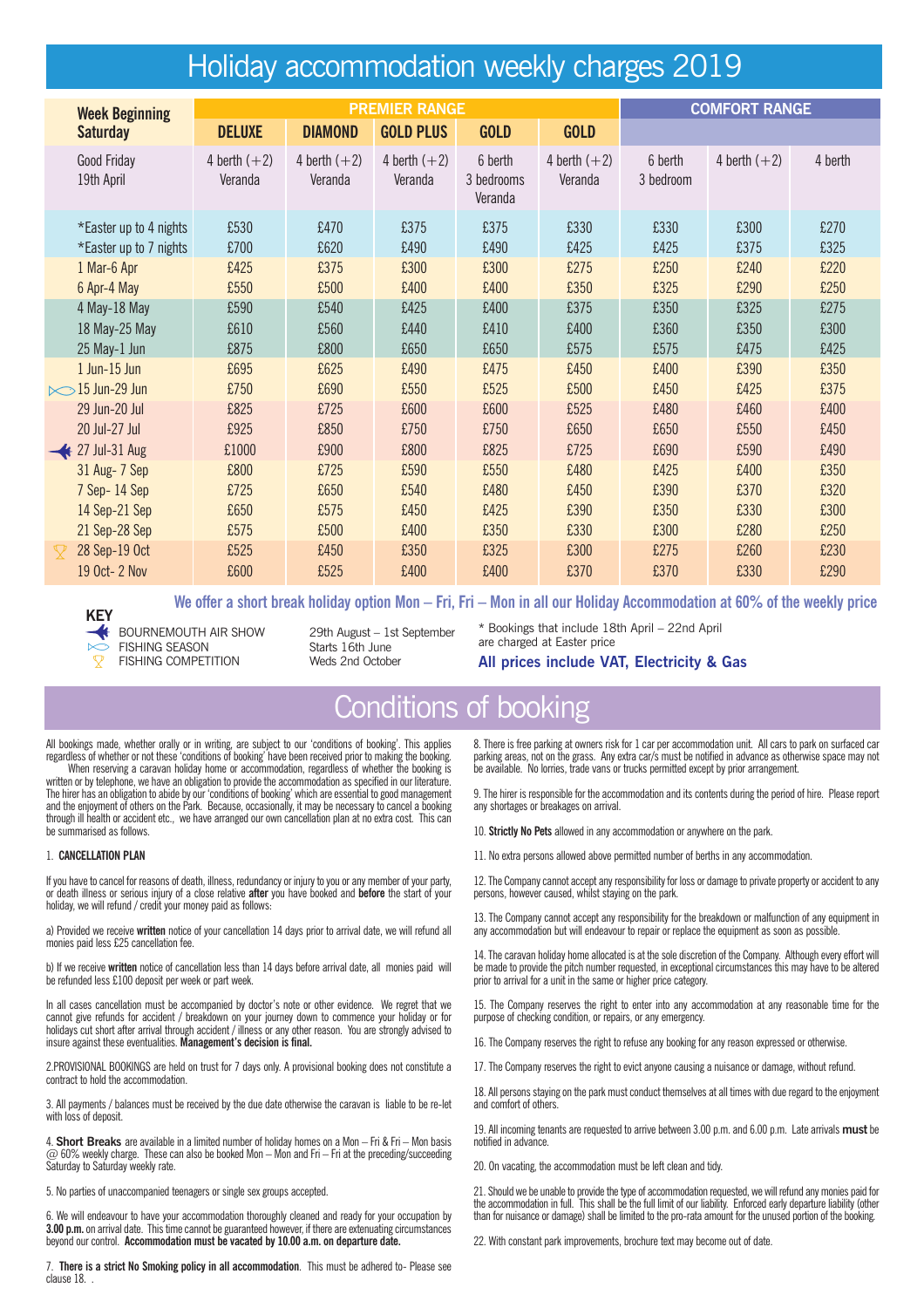# Holiday accommodation weekly charges 2019

| Week Beginning Saturday | PREMIER RANGE | | | | | COMFORT RANGE | | |
|---|---|---|---|---|---|---|---|---|
| | DELUXE | DIAMOND | GOLD PLUS | GOLD | GOLD | | | |
| Good Friday 19th April | 4 berth (+2) Veranda | 4 berth (+2) Veranda | 4 berth (+2) Veranda | 6 berth 3 bedrooms Veranda | 4 berth (+2) Veranda | 6 berth 3 bedroom | 4 berth (+2) | 4 berth |
| *Easter up to 4 nights | £530 | £470 | £375 | £375 | £330 | £330 | £300 | £270 |
| *Easter up to 7 nights | £700 | £620 | £490 | £490 | £425 | £425 | £375 | £325 |
| 1 Mar-6 Apr | £425 | £375 | £300 | £300 | £275 | £250 | £240 | £220 |
| 6 Apr-4 May | £550 | £500 | £400 | £400 | £350 | £325 | £290 | £250 |
| 4 May-18 May | £590 | £540 | £425 | £400 | £375 | £350 | £325 | £275 |
| 18 May-25 May | £610 | £560 | £440 | £410 | £400 | £360 | £350 | £300 |
| 25 May-1 Jun | £875 | £800 | £650 | £650 | £575 | £575 | £475 | £425 |
| 1 Jun-15 Jun | £695 | £625 | £490 | £475 | £450 | £400 | £390 | £350 |
| 15 Jun-29 Jun (Fishing season) | £750 | £690 | £550 | £525 | £500 | £450 | £425 | £375 |
| 29 Jun-20 Jul | £825 | £725 | £600 | £600 | £525 | £480 | £460 | £400 |
| 20 Jul-27 Jul | £925 | £850 | £750 | £750 | £650 | £650 | £550 | £450 |
| 27 Jul-31 Aug (Bournemouth Air Show) | £1000 | £900 | £800 | £825 | £725 | £690 | £590 | £490 |
| 31 Aug- 7 Sep | £800 | £725 | £590 | £550 | £480 | £425 | £400 | £350 |
| 7 Sep- 14 Sep | £725 | £650 | £540 | £480 | £450 | £390 | £370 | £320 |
| 14 Sep-21 Sep | £650 | £575 | £450 | £425 | £390 | £350 | £330 | £300 |
| 21 Sep-28 Sep | £575 | £500 | £400 | £350 | £330 | £300 | £280 | £250 |
| 28 Sep-19 Oct (Fishing competition) | £525 | £450 | £350 | £325 | £300 | £275 | £260 | £230 |
| 19 Oct- 2 Nov | £600 | £525 | £400 | £400 | £370 | £370 | £330 | £290 |

**We offer a short break holiday option Mon – Fri, Fri – Mon in all our Holiday Accommodation at 60% of the weekly price**

**KEY**

- BOURNEMOUTH AIR SHOW — 29th August – 1st September
- FISHING SEASON — Starts 16th June
- FISHING COMPETITION — Weds 2nd October

\* Bookings that include 18th April – 22nd April are charged at Easter price

**All prices include VAT, Electricity & Gas**

# Conditions of booking

All bookings made, whether orally or in writing, are subject to our 'conditions of booking'. This applies regardless of whether or not these 'conditions of booking' have been received prior to making the booking.
When reserving a caravan holiday home or accommodation, regardless of whether the booking is written or by telephone, we have an obligation to provide the accommodation as specified in our literature. The hirer has an obligation to abide by our 'conditions of booking' which are essential to good management and the enjoyment of others on the Park. Because, occasionally, it may be necessary to cancel a booking through ill health or accident etc., we have arranged our own cancellation plan at no extra cost. This can be summarised as follows.

1. **CANCELLATION PLAN**

If you have to cancel for reasons of death, illness, redundancy or injury to you or any member of your party, or death illness or serious injury of a close relative **after** you have booked and **before** the start of your holiday, we will refund / credit your money paid as follows:

a) Provided we receive **written** notice of your cancellation 14 days prior to arrival date, we will refund all monies paid less £25 cancellation fee.

b) If we receive **written** notice of cancellation less than 14 days before arrival date, all monies paid will be refunded less £100 deposit per week or part week.

In all cases cancellation must be accompanied by doctor's note or other evidence. We regret that we cannot give refunds for accident / breakdown on your journey down to commence your holiday or for holidays cut short after arrival through accident / illness or any other reason. You are strongly advised to insure against these eventualities. **Management's decision is final.**

2. PROVISIONAL BOOKINGS are held on trust for 7 days only. A provisional booking does not constitute a contract to hold the accommodation.

3. All payments / balances must be received by the due date otherwise the caravan is liable to be re-let with loss of deposit.

4. **Short Breaks** are available in a limited number of holiday homes on a Mon – Fri & Fri – Mon basis @ 60% weekly charge. These can also be booked Mon – Mon and Fri – Fri at the preceding/succeeding Saturday to Saturday weekly rate.

5. No parties of unaccompanied teenagers or single sex groups accepted.

6. We will endeavour to have your accommodation thoroughly cleaned and ready for your occupation by **3.00 p.m.** on arrival date. This time cannot be guaranteed however, if there are extenuating circumstances beyond our control. **Accommodation must be vacated by 10.00 a.m. on departure date.**

7. **There is a strict No Smoking policy in all accommodation**. This must be adhered to- Please see clause 18. .

8. There is free parking at owners risk for 1 car per accommodation unit. All cars to park on surfaced car parking areas, not on the grass. Any extra car/s must be notified in advance as otherwise space may not be available. No lorries, trade vans or trucks permitted except by prior arrangement.

9. The hirer is responsible for the accommodation and its contents during the period of hire. Please report any shortages or breakages on arrival.

10. **Strictly No Pets** allowed in any accommodation or anywhere on the park.

11. No extra persons allowed above permitted number of berths in any accommodation.

12. The Company cannot accept any responsibility for loss or damage to private property or accident to any persons, however caused, whilst staying on the park.

13. The Company cannot accept any responsibility for the breakdown or malfunction of any equipment in any accommodation but will endeavour to repair or replace the equipment as soon as possible.

14. The caravan holiday home allocated is at the sole discretion of the Company. Although every effort will be made to provide the pitch number requested, in exceptional circumstances this may have to be altered prior to arrival for a unit in the same or higher price category.

15. The Company reserves the right to enter into any accommodation at any reasonable time for the purpose of checking condition, or repairs, or any emergency.

16. The Company reserves the right to refuse any booking for any reason expressed or otherwise.

17. The Company reserves the right to evict anyone causing a nuisance or damage, without refund.

18. All persons staying on the park must conduct themselves at all times with due regard to the enjoyment and comfort of others.

19. All incoming tenants are requested to arrive between 3.00 p.m. and 6.00 p.m. Late arrivals **must** be notified in advance.

20. On vacating, the accommodation must be left clean and tidy.

21. Should we be unable to provide the type of accommodation requested, we will refund any monies paid for the accommodation in full. This shall be the full limit of our liability. Enforced early departure liability (other than for nuisance or damage) shall be limited to the pro-rata amount for the unused portion of the booking.

22. With constant park improvements, brochure text may become out of date.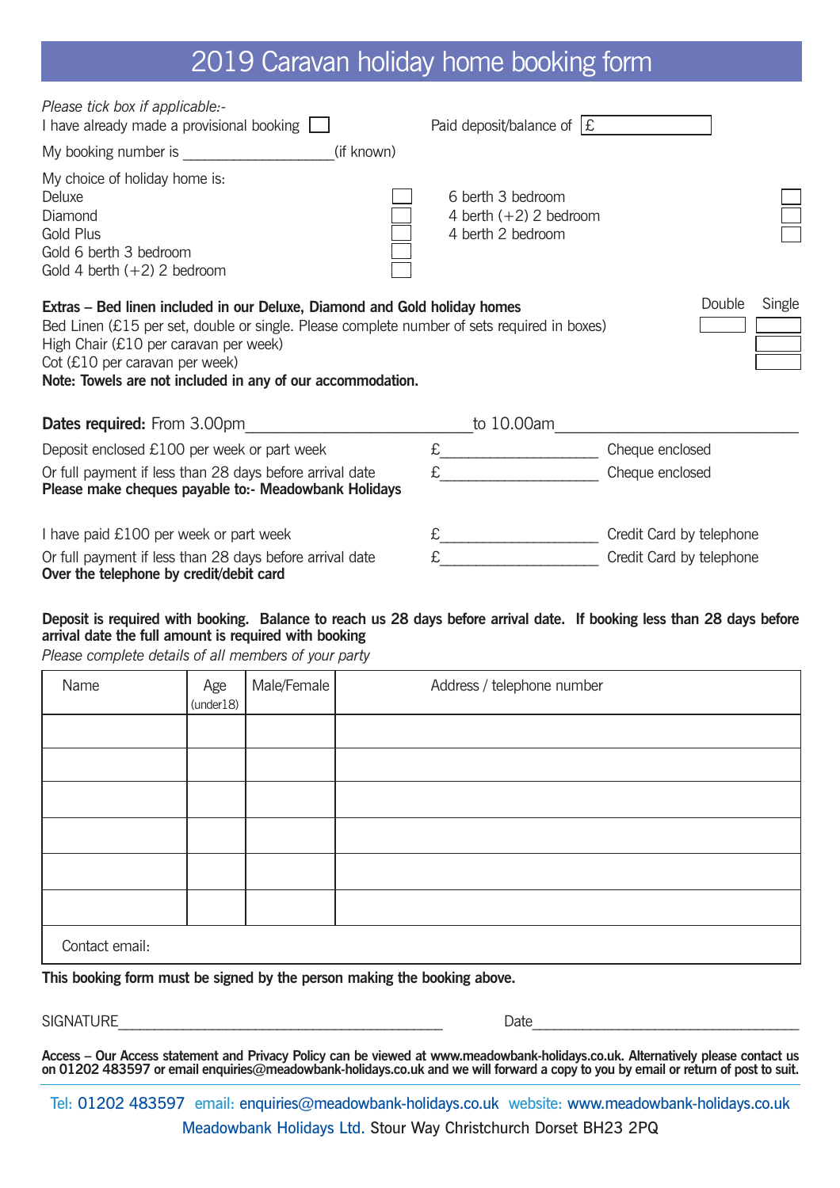# 2019 Caravan holiday home booking form

*Please tick box if applicable:-*

I have already made a provisional booking ☐ Paid deposit/balance of £

My booking number is ____________________(if known)

My choice of holiday home is:

- Deluxe ☐
- Diamond ☐
- Gold Plus ☐
- Gold 6 berth 3 bedroom ☐
- Gold 4 berth (+2) 2 bedroom ☐
- 6 berth 3 bedroom ☐
- 4 berth (+2) 2 bedroom ☐
- 4 berth 2 bedroom ☐

**Extras – Bed linen included in our Deluxe, Diamond and Gold holiday homes**

| | Double | Single |
|---|---|---|
| Bed Linen (£15 per set, double or single. Please complete number of sets required in boxes) | ☐ | ☐ |
| High Chair (£10 per caravan per week) | | ☐ |
| Cot (£10 per caravan per week) | | ☐ |

**Note: Towels are not included in any of our accommodation.**

**Dates required:** From 3.00pm____________________________ to 10.00am____________________________

Deposit enclosed £100 per week or part week £____________________ Cheque enclosed

Or full payment if less than 28 days before arrival date £____________________ Cheque enclosed

**Please make cheques payable to:- Meadowbank Holidays**

I have paid £100 per week or part week £____________________ Credit Card by telephone

Or full payment if less than 28 days before arrival date £____________________ Credit Card by telephone

**Over the telephone by credit/debit card**

**Deposit is required with booking. Balance to reach us 28 days before arrival date. If booking less than 28 days before arrival date the full amount is required with booking**

*Please complete details of all members of your party*

| Name | Age (under18) | Male/Female | Address / telephone number |
|---|---|---|---|
| | | | |
| | | | |
| | | | |
| | | | |
| | | | |
| | | | |
| Contact email: | | | |

**This booking form must be signed by the person making the booking above.**

SIGNATURE____________________________________________ Date____________________________________

**Access – Our Access statement and Privacy Policy can be viewed at www.meadowbank-holidays.co.uk. Alternatively please contact us on 01202 483597 or email enquiries@meadowbank-holidays.co.uk and we will forward a copy to you by email or return of post to suit.**

Tel: 01202 483597 email: enquiries@meadowbank-holidays.co.uk website: www.meadowbank-holidays.co.uk

Meadowbank Holidays Ltd. Stour Way Christchurch Dorset BH23 2PQ